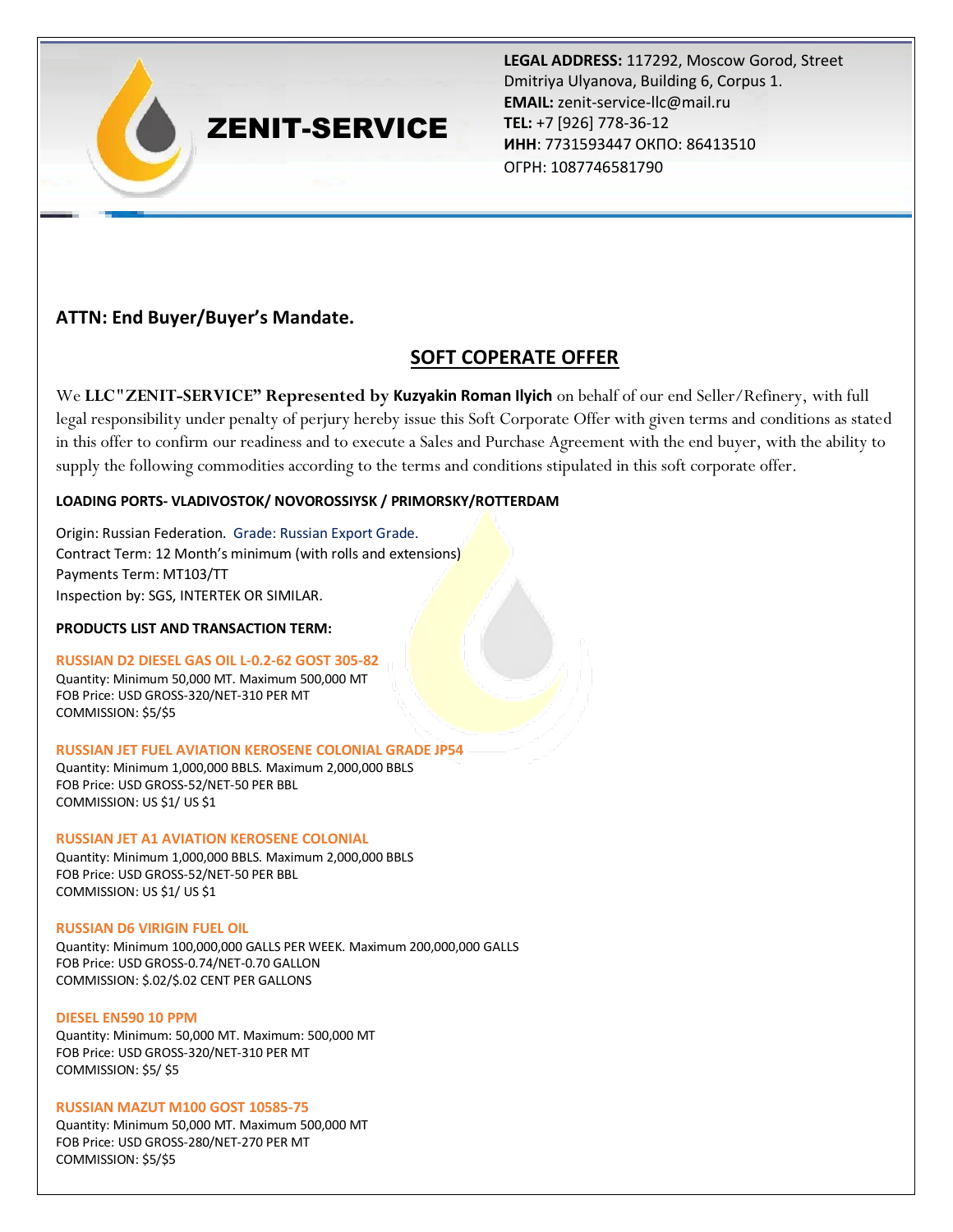**ZENIT-SERVICE**

**LEGAL ADDRESS:** 117292, Moscow Gorod, Street Dmitriya Ulyanova, Building 6, Corpus 1.
**EMAIL:** zenit-service-llc@mail.ru
**TEL:** +7 [926] 778-36-12
**ИНН**: 7731593447 ОКПО: 86413510
ОГРН: 1087746581790

**ATTN: End Buyer/Buyer's Mandate.**

## SOFT COPERATE OFFER

We **LLC"ZENIT-SERVICE" Represented by Kuzyakin Roman Ilyich** on behalf of our end Seller/Refinery, with full legal responsibility under penalty of perjury hereby issue this Soft Corporate Offer with given terms and conditions as stated in this offer to confirm our readiness and to execute a Sales and Purchase Agreement with the end buyer, with the ability to supply the following commodities according to the terms and conditions stipulated in this soft corporate offer.

**LOADING PORTS- VLADIVOSTOK/ NOVOROSSIYSK / PRIMORSKY/ROTTERDAM**

Origin: Russian Federation. Grade: Russian Export Grade.
Contract Term: 12 Month's minimum (with rolls and extensions)
Payments Term: MT103/TT
Inspection by: SGS, INTERTEK OR SIMILAR.

**PRODUCTS LIST AND TRANSACTION TERM:**

**RUSSIAN D2 DIESEL GAS OIL L-0.2-62 GOST 305-82**
Quantity: Minimum 50,000 MT. Maximum 500,000 MT
FOB Price: USD GROSS-320/NET-310 PER MT
COMMISSION: $5/$5

**RUSSIAN JET FUEL AVIATION KEROSENE COLONIAL GRADE JP54**
Quantity: Minimum 1,000,000 BBLS. Maximum 2,000,000 BBLS
FOB Price: USD GROSS-52/NET-50 PER BBL
COMMISSION: US $1/ US $1

**RUSSIAN JET A1 AVIATION KEROSENE COLONIAL**
Quantity: Minimum 1,000,000 BBLS. Maximum 2,000,000 BBLS
FOB Price: USD GROSS-52/NET-50 PER BBL
COMMISSION: US $1/ US $1

**RUSSIAN D6 VIRIGIN FUEL OIL**
Quantity: Minimum 100,000,000 GALLS PER WEEK. Maximum 200,000,000 GALLS
FOB Price: USD GROSS-0.74/NET-0.70 GALLON
COMMISSION: $.02/$.02 CENT PER GALLONS

**DIESEL EN590 10 PPM**
Quantity: Minimum: 50,000 MT. Maximum: 500,000 MT
FOB Price: USD GROSS-320/NET-310 PER MT
COMMISSION: $5/ $5

**RUSSIAN MAZUT M100 GOST 10585-75**
Quantity: Minimum 50,000 MT. Maximum 500,000 MT
FOB Price: USD GROSS-280/NET-270 PER MT
COMMISSION: $5/$5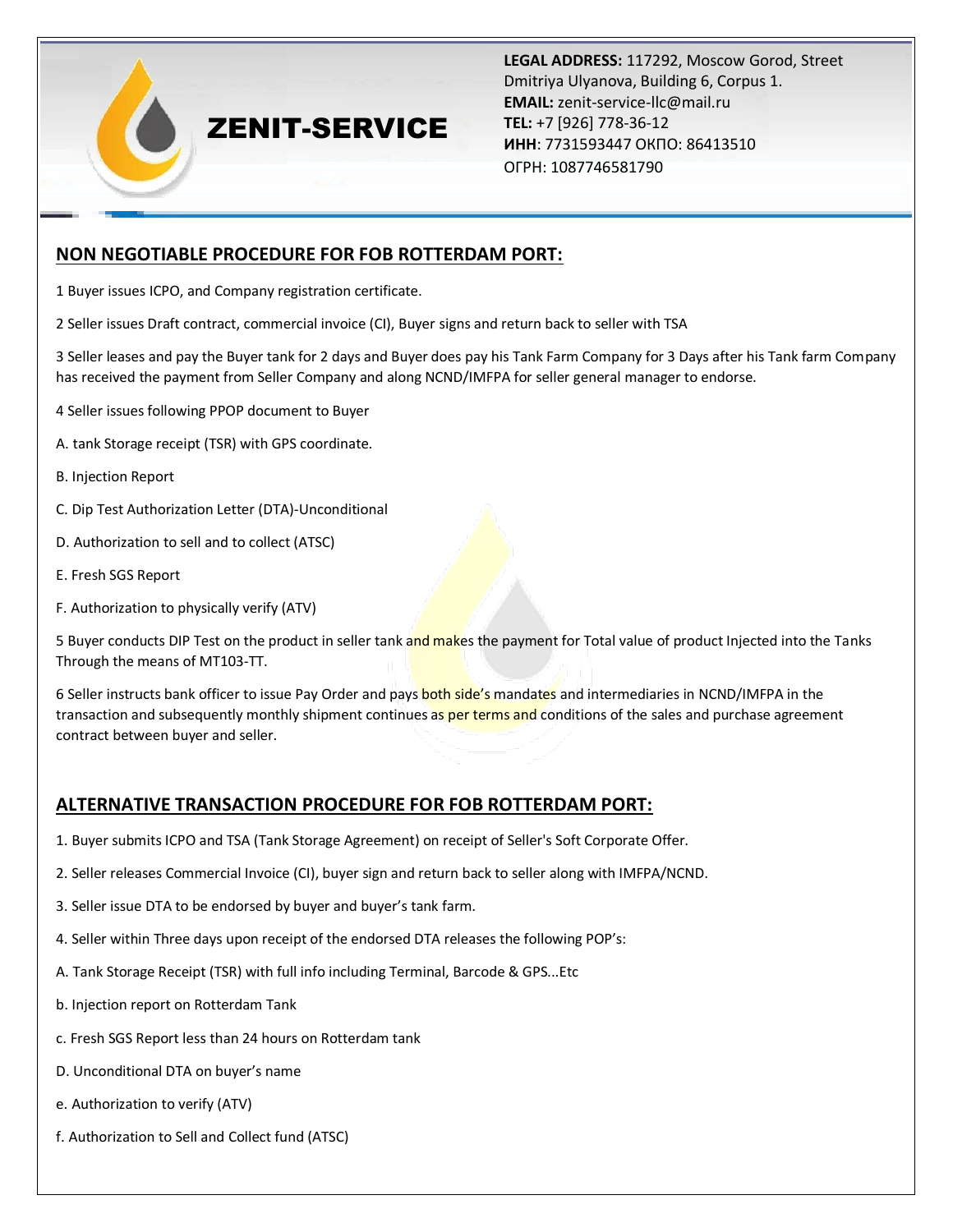**ZENIT-SERVICE**

**LEGAL ADDRESS:** 117292, Moscow Gorod, Street Dmitriya Ulyanova, Building 6, Corpus 1.
**EMAIL:** zenit-service-llc@mail.ru
**TEL:** +7 [926] 778-36-12
**ИНН**: 7731593447 ОКПО: 86413510
ОГРН: 1087746581790

## NON NEGOTIABLE PROCEDURE FOR FOB ROTTERDAM PORT:

1 Buyer issues ICPO, and Company registration certificate.

2 Seller issues Draft contract, commercial invoice (CI), Buyer signs and return back to seller with TSA

3 Seller leases and pay the Buyer tank for 2 days and Buyer does pay his Tank Farm Company for 3 Days after his Tank farm Company has received the payment from Seller Company and along NCND/IMFPA for seller general manager to endorse.

4 Seller issues following PPOP document to Buyer

A. tank Storage receipt (TSR) with GPS coordinate.

B. Injection Report

C. Dip Test Authorization Letter (DTA)-Unconditional

D. Authorization to sell and to collect (ATSC)

E. Fresh SGS Report

F. Authorization to physically verify (ATV)

5 Buyer conducts DIP Test on the product in seller tank and makes the payment for Total value of product Injected into the Tanks Through the means of MT103-TT.

6 Seller instructs bank officer to issue Pay Order and pays both side's mandates and intermediaries in NCND/IMFPA in the transaction and subsequently monthly shipment continues as per terms and conditions of the sales and purchase agreement contract between buyer and seller.

## ALTERNATIVE TRANSACTION PROCEDURE FOR FOB ROTTERDAM PORT:

1. Buyer submits ICPO and TSA (Tank Storage Agreement) on receipt of Seller's Soft Corporate Offer.

2. Seller releases Commercial Invoice (CI), buyer sign and return back to seller along with IMFPA/NCND.

3. Seller issue DTA to be endorsed by buyer and buyer's tank farm.

4. Seller within Three days upon receipt of the endorsed DTA releases the following POP's:

A. Tank Storage Receipt (TSR) with full info including Terminal, Barcode & GPS...Etc

b. Injection report on Rotterdam Tank

c. Fresh SGS Report less than 24 hours on Rotterdam tank

D. Unconditional DTA on buyer's name

e. Authorization to verify (ATV)

f. Authorization to Sell and Collect fund (ATSC)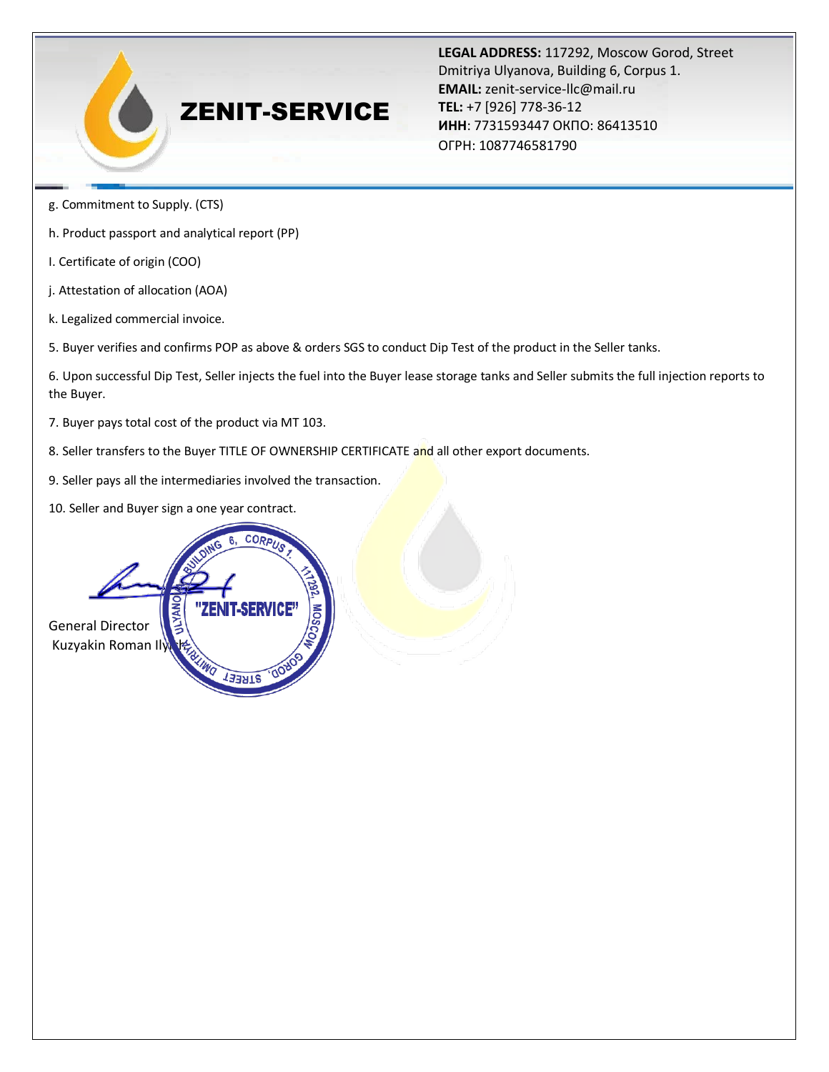g. Commitment to Supply. (CTS)

h. Product passport and analytical report (PP)

I. Certificate of origin (COO)

j. Attestation of allocation (AOA)

k. Legalized commercial invoice.

5. Buyer verifies and confirms POP as above & orders SGS to conduct Dip Test of the product in the Seller tanks.

6. Upon successful Dip Test, Seller injects the fuel into the Buyer lease storage tanks and Seller submits the full injection reports to the Buyer.

7. Buyer pays total cost of the product via MT 103.

8. Seller transfers to the Buyer TITLE OF OWNERSHIP CERTIFICATE and all other export documents.

9. Seller pays all the intermediaries involved the transaction.

10. Seller and Buyer sign a one year contract.

General Director
Kuzyakin Roman Ilyich